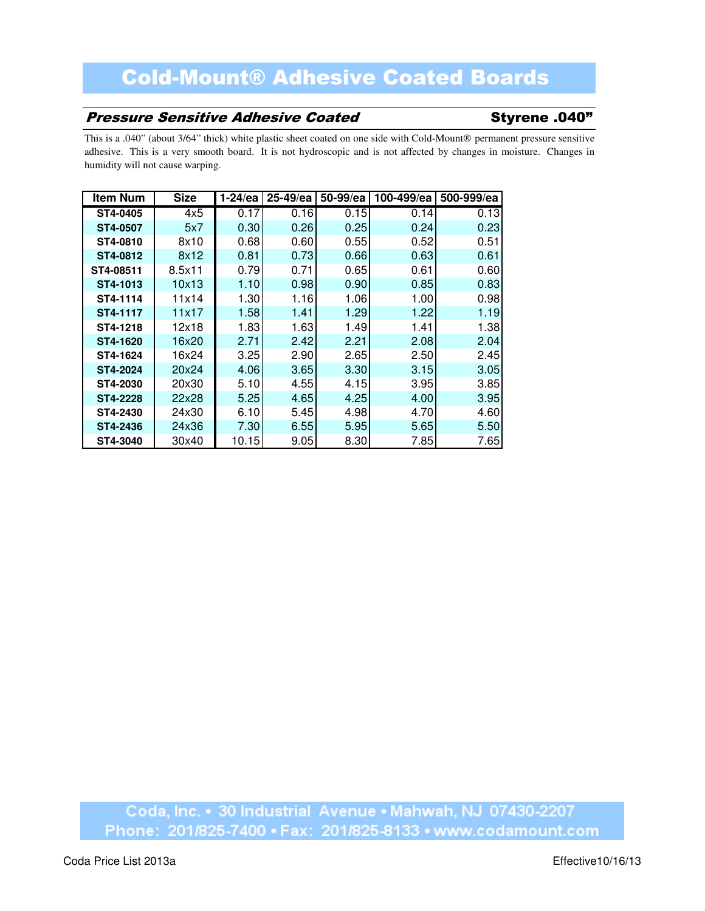# Cold-Mount® Adhesive Coated Boards

## *Pressure Sensitive Adhesive Coated* — Styrene .040”

This is a .040” (about 3/64” thick) white plastic sheet coated on one side with Cold-Mount® permanent pressure sensitive adhesive. This is a very smooth board. It is not hydroscopic and is not affected by changes in moisture. Changes in humidity will not cause warping.

| Item Num | Size | 1-24/ea | 25-49/ea | 50-99/ea | 100-499/ea | 500-999/ea |
|---|---|---|---|---|---|---|
| ST4-0405 | 4x5 | 0.17 | 0.16 | 0.15 | 0.14 | 0.13 |
| ST4-0507 | 5x7 | 0.30 | 0.26 | 0.25 | 0.24 | 0.23 |
| ST4-0810 | 8x10 | 0.68 | 0.60 | 0.55 | 0.52 | 0.51 |
| ST4-0812 | 8x12 | 0.81 | 0.73 | 0.66 | 0.63 | 0.61 |
| ST4-08511 | 8.5x11 | 0.79 | 0.71 | 0.65 | 0.61 | 0.60 |
| ST4-1013 | 10x13 | 1.10 | 0.98 | 0.90 | 0.85 | 0.83 |
| ST4-1114 | 11x14 | 1.30 | 1.16 | 1.06 | 1.00 | 0.98 |
| ST4-1117 | 11x17 | 1.58 | 1.41 | 1.29 | 1.22 | 1.19 |
| ST4-1218 | 12x18 | 1.83 | 1.63 | 1.49 | 1.41 | 1.38 |
| ST4-1620 | 16x20 | 2.71 | 2.42 | 2.21 | 2.08 | 2.04 |
| ST4-1624 | 16x24 | 3.25 | 2.90 | 2.65 | 2.50 | 2.45 |
| ST4-2024 | 20x24 | 4.06 | 3.65 | 3.30 | 3.15 | 3.05 |
| ST4-2030 | 20x30 | 5.10 | 4.55 | 4.15 | 3.95 | 3.85 |
| ST4-2228 | 22x28 | 5.25 | 4.65 | 4.25 | 4.00 | 3.95 |
| ST4-2430 | 24x30 | 6.10 | 5.45 | 4.98 | 4.70 | 4.60 |
| ST4-2436 | 24x36 | 7.30 | 6.55 | 5.95 | 5.65 | 5.50 |
| ST4-3040 | 30x40 | 10.15 | 9.05 | 8.30 | 7.85 | 7.65 |

Coda, Inc. • 30 Industrial Avenue • Mahwah, NJ 07430-2207
Phone: 201/825-7400 • Fax: 201/825-8133 • www.codamount.com

Coda Price List 2013a — Effective10/16/13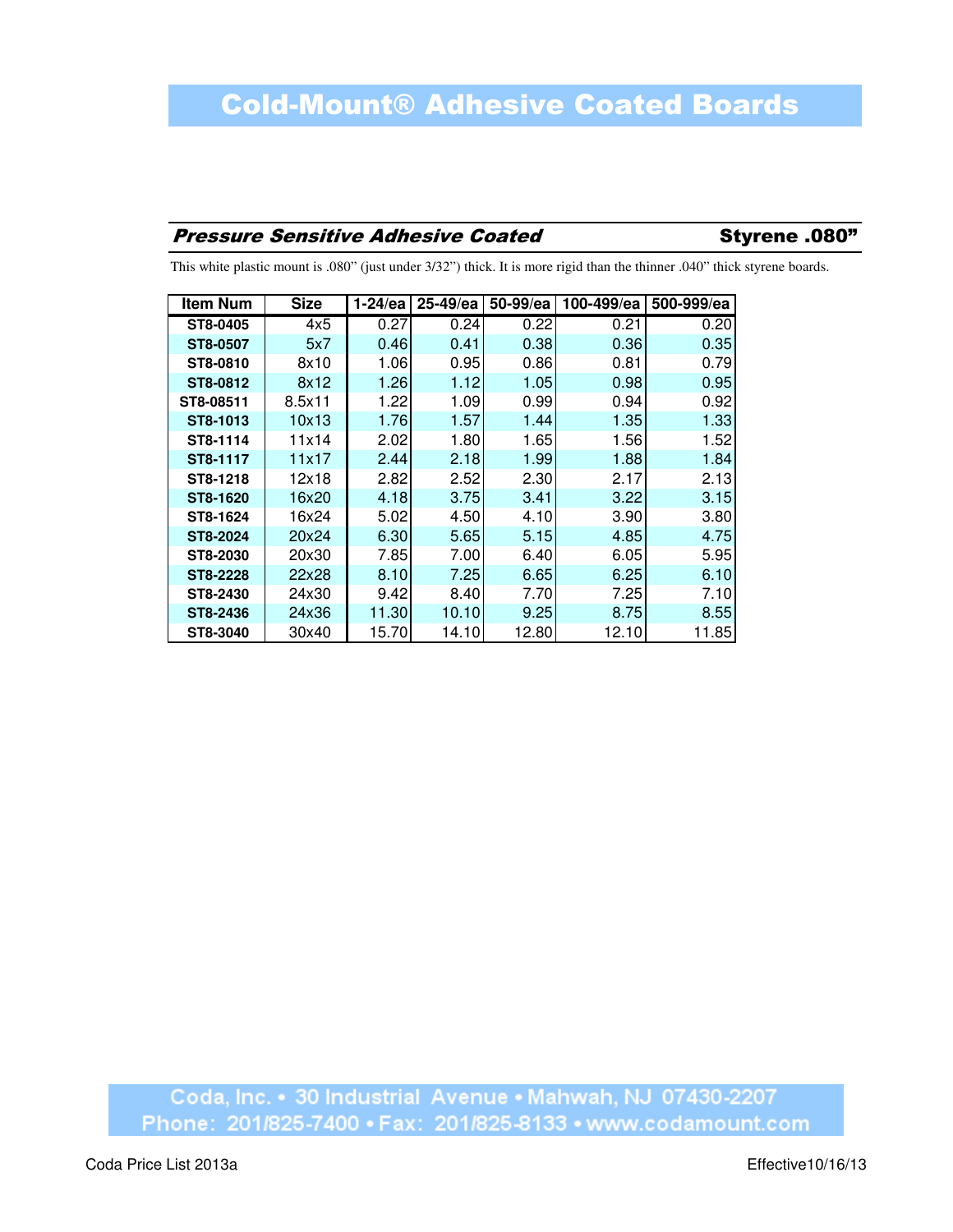# Cold-Mount® Adhesive Coated Boards

## *Pressure Sensitive Adhesive Coated* — Styrene .080"

This white plastic mount is .080" (just under 3/32") thick. It is more rigid than the thinner .040" thick styrene boards.

| Item Num | Size | 1-24/ea | 25-49/ea | 50-99/ea | 100-499/ea | 500-999/ea |
|---|---|---|---|---|---|---|
| ST8-0405 | 4x5 | 0.27 | 0.24 | 0.22 | 0.21 | 0.20 |
| ST8-0507 | 5x7 | 0.46 | 0.41 | 0.38 | 0.36 | 0.35 |
| ST8-0810 | 8x10 | 1.06 | 0.95 | 0.86 | 0.81 | 0.79 |
| ST8-0812 | 8x12 | 1.26 | 1.12 | 1.05 | 0.98 | 0.95 |
| ST8-08511 | 8.5x11 | 1.22 | 1.09 | 0.99 | 0.94 | 0.92 |
| ST8-1013 | 10x13 | 1.76 | 1.57 | 1.44 | 1.35 | 1.33 |
| ST8-1114 | 11x14 | 2.02 | 1.80 | 1.65 | 1.56 | 1.52 |
| ST8-1117 | 11x17 | 2.44 | 2.18 | 1.99 | 1.88 | 1.84 |
| ST8-1218 | 12x18 | 2.82 | 2.52 | 2.30 | 2.17 | 2.13 |
| ST8-1620 | 16x20 | 4.18 | 3.75 | 3.41 | 3.22 | 3.15 |
| ST8-1624 | 16x24 | 5.02 | 4.50 | 4.10 | 3.90 | 3.80 |
| ST8-2024 | 20x24 | 6.30 | 5.65 | 5.15 | 4.85 | 4.75 |
| ST8-2030 | 20x30 | 7.85 | 7.00 | 6.40 | 6.05 | 5.95 |
| ST8-2228 | 22x28 | 8.10 | 7.25 | 6.65 | 6.25 | 6.10 |
| ST8-2430 | 24x30 | 9.42 | 8.40 | 7.70 | 7.25 | 7.10 |
| ST8-2436 | 24x36 | 11.30 | 10.10 | 9.25 | 8.75 | 8.55 |
| ST8-3040 | 30x40 | 15.70 | 14.10 | 12.80 | 12.10 | 11.85 |

Coda, Inc. • 30 Industrial Avenue • Mahwah, NJ 07430-2207
Phone: 201/825-7400 • Fax: 201/825-8133 • www.codamount.com

Coda Price List 2013a — Effective10/16/13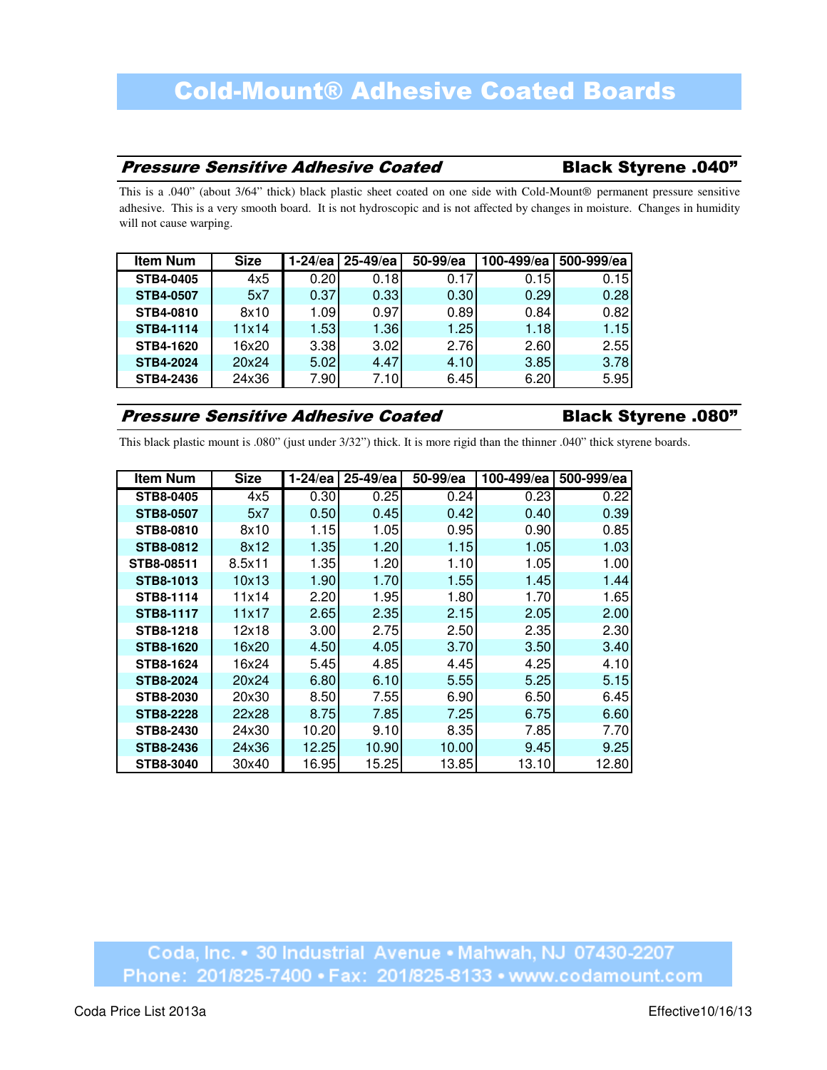# Cold-Mount® Adhesive Coated Boards

## *Pressure Sensitive Adhesive Coated* — Black Styrene .040"

This is a .040" (about 3/64" thick) black plastic sheet coated on one side with Cold-Mount® permanent pressure sensitive adhesive. This is a very smooth board. It is not hydroscopic and is not affected by changes in moisture. Changes in humidity will not cause warping.

| Item Num | Size | 1-24/ea | 25-49/ea | 50-99/ea | 100-499/ea | 500-999/ea |
|---|---|---|---|---|---|---|
| STB4-0405 | 4x5 | 0.20 | 0.18 | 0.17 | 0.15 | 0.15 |
| STB4-0507 | 5x7 | 0.37 | 0.33 | 0.30 | 0.29 | 0.28 |
| STB4-0810 | 8x10 | 1.09 | 0.97 | 0.89 | 0.84 | 0.82 |
| STB4-1114 | 11x14 | 1.53 | 1.36 | 1.25 | 1.18 | 1.15 |
| STB4-1620 | 16x20 | 3.38 | 3.02 | 2.76 | 2.60 | 2.55 |
| STB4-2024 | 20x24 | 5.02 | 4.47 | 4.10 | 3.85 | 3.78 |
| STB4-2436 | 24x36 | 7.90 | 7.10 | 6.45 | 6.20 | 5.95 |

## *Pressure Sensitive Adhesive Coated* — Black Styrene .080"

This black plastic mount is .080" (just under 3/32") thick. It is more rigid than the thinner .040" thick styrene boards.

| Item Num | Size | 1-24/ea | 25-49/ea | 50-99/ea | 100-499/ea | 500-999/ea |
|---|---|---|---|---|---|---|
| STB8-0405 | 4x5 | 0.30 | 0.25 | 0.24 | 0.23 | 0.22 |
| STB8-0507 | 5x7 | 0.50 | 0.45 | 0.42 | 0.40 | 0.39 |
| STB8-0810 | 8x10 | 1.15 | 1.05 | 0.95 | 0.90 | 0.85 |
| STB8-0812 | 8x12 | 1.35 | 1.20 | 1.15 | 1.05 | 1.03 |
| STB8-08511 | 8.5x11 | 1.35 | 1.20 | 1.10 | 1.05 | 1.00 |
| STB8-1013 | 10x13 | 1.90 | 1.70 | 1.55 | 1.45 | 1.44 |
| STB8-1114 | 11x14 | 2.20 | 1.95 | 1.80 | 1.70 | 1.65 |
| STB8-1117 | 11x17 | 2.65 | 2.35 | 2.15 | 2.05 | 2.00 |
| STB8-1218 | 12x18 | 3.00 | 2.75 | 2.50 | 2.35 | 2.30 |
| STB8-1620 | 16x20 | 4.50 | 4.05 | 3.70 | 3.50 | 3.40 |
| STB8-1624 | 16x24 | 5.45 | 4.85 | 4.45 | 4.25 | 4.10 |
| STB8-2024 | 20x24 | 6.80 | 6.10 | 5.55 | 5.25 | 5.15 |
| STB8-2030 | 20x30 | 8.50 | 7.55 | 6.90 | 6.50 | 6.45 |
| STB8-2228 | 22x28 | 8.75 | 7.85 | 7.25 | 6.75 | 6.60 |
| STB8-2430 | 24x30 | 10.20 | 9.10 | 8.35 | 7.85 | 7.70 |
| STB8-2436 | 24x36 | 12.25 | 10.90 | 10.00 | 9.45 | 9.25 |
| STB8-3040 | 30x40 | 16.95 | 15.25 | 13.85 | 13.10 | 12.80 |

Coda, Inc. • 30 Industrial Avenue • Mahwah, NJ 07430-2207
Phone: 201/825-7400 • Fax: 201/825-8133 • www.codamount.com

Coda Price List 2013a

Effective10/16/13